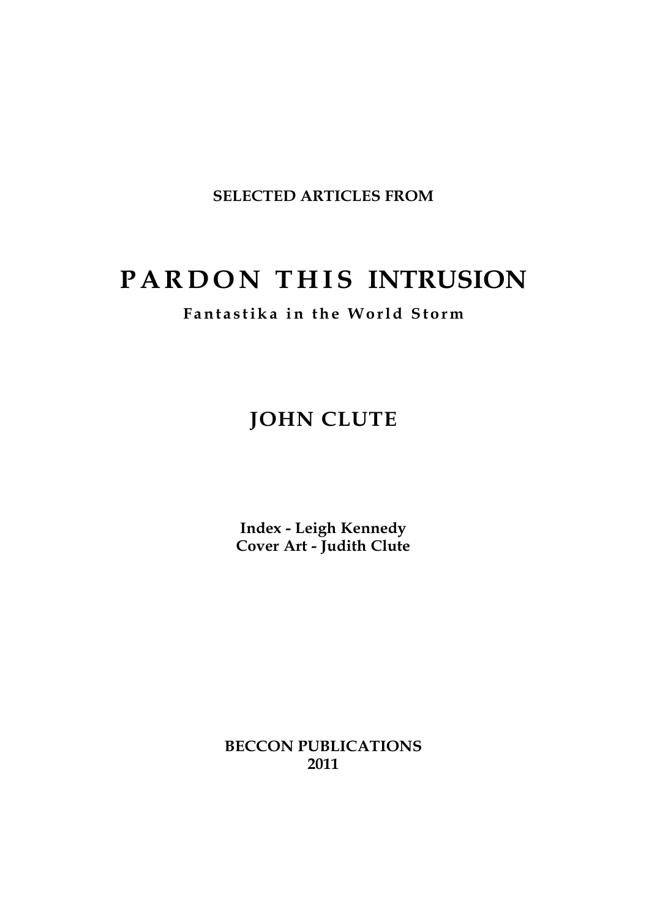**SELECTED ARTICLES FROM**

# PARDON THIS INTRUSION

## Fantastika in the World Storm

## JOHN CLUTE

**Index - Leigh Kennedy**
**Cover Art - Judith Clute**

**BECCON PUBLICATIONS**
**2011**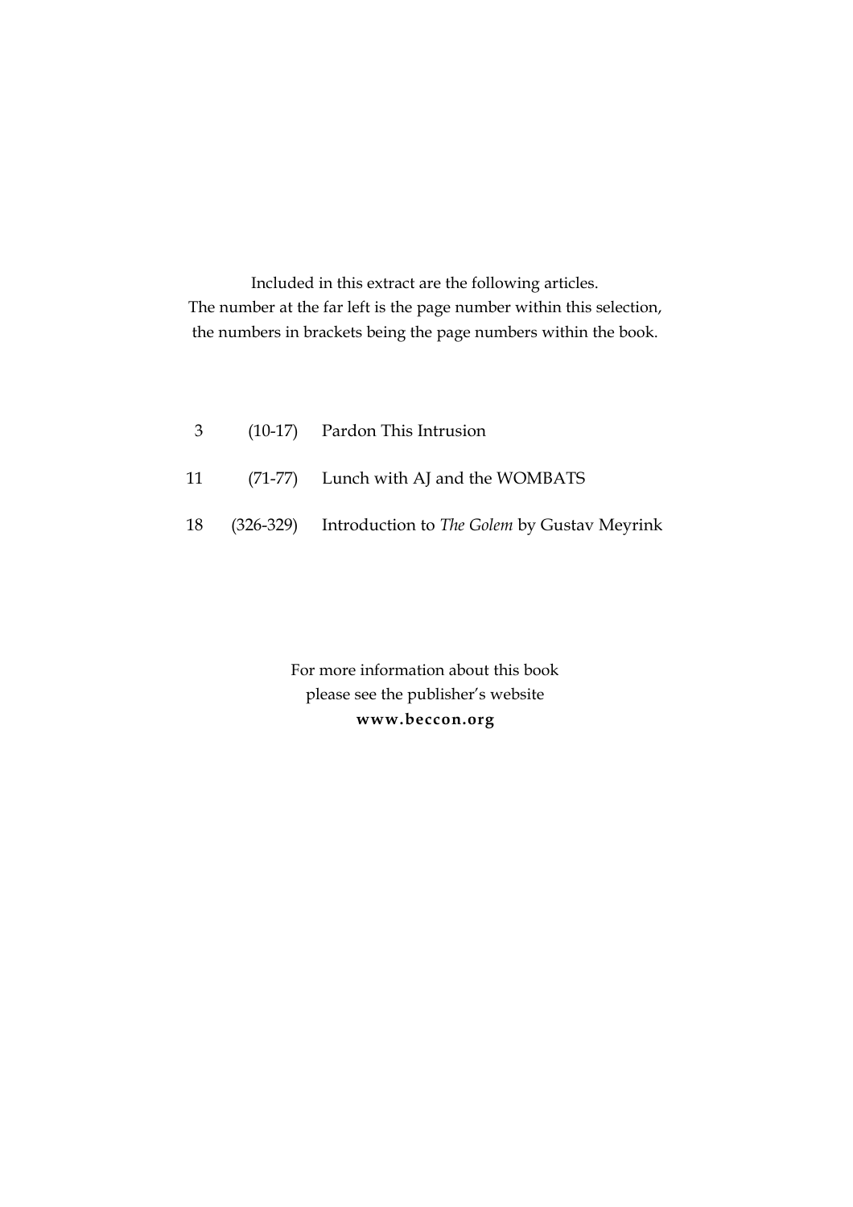Included in this extract are the following articles.
The number at the far left is the page number within this selection,
the numbers in brackets being the page numbers within the book.

| | | |
|---|---|---|
| 3 | (10-17) | Pardon This Intrusion |
| 11 | (71-77) | Lunch with AJ and the WOMBATS |
| 18 | (326-329) | Introduction to *The Golem* by Gustav Meyrink |

For more information about this book
please see the publisher's website
**www.beccon.org**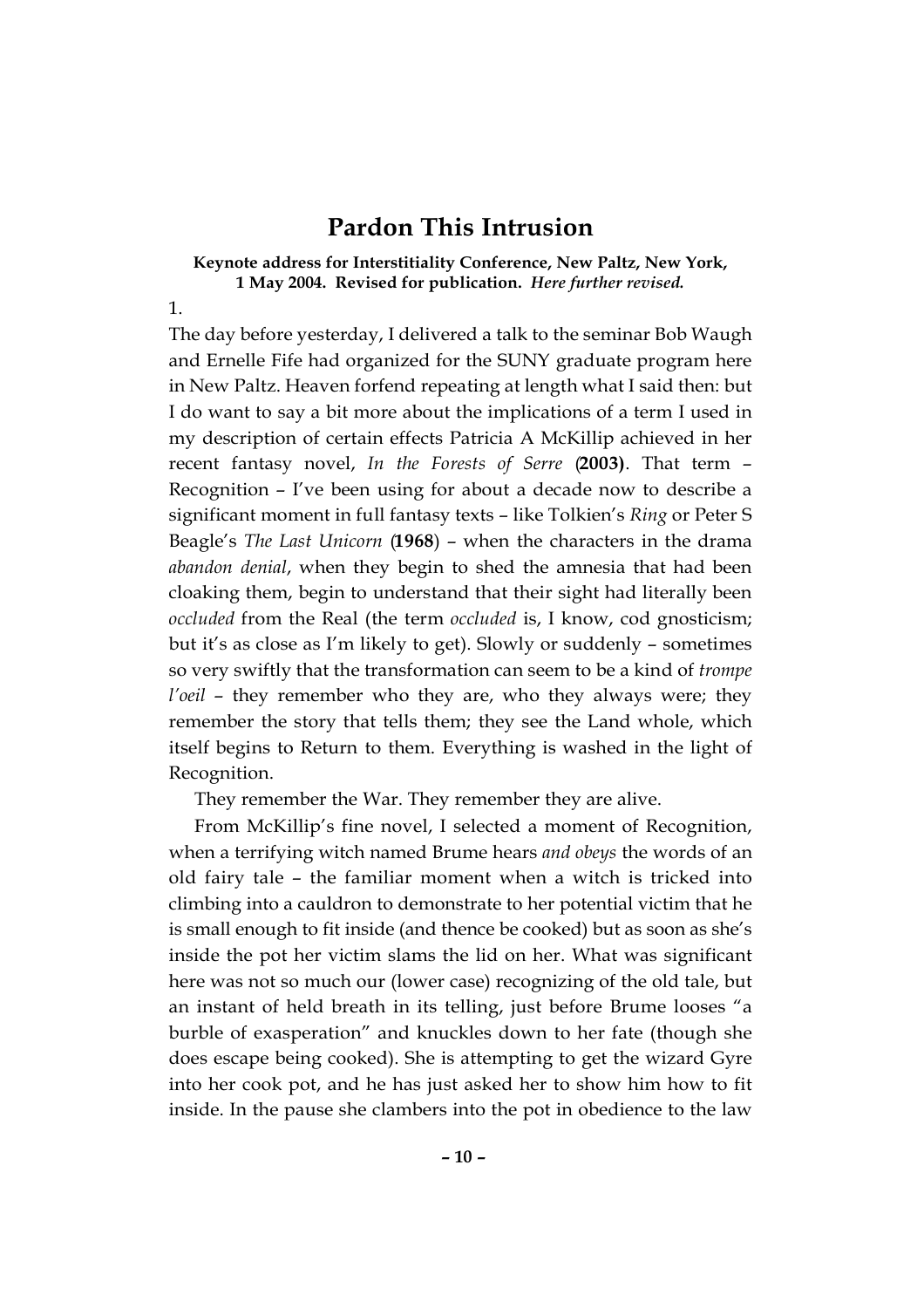# Pardon This Intrusion

**Keynote address for Interstitiality Conference, New Paltz, New York, 1 May 2004. Revised for publication.** ***Here further revised.***

1.

The day before yesterday, I delivered a talk to the seminar Bob Waugh and Ernelle Fife had organized for the SUNY graduate program here in New Paltz. Heaven forfend repeating at length what I said then: but I do want to say a bit more about the implications of a term I used in my description of certain effects Patricia A McKillip achieved in her recent fantasy novel, *In the Forests of Serre* (**2003)**. That term – Recognition – I've been using for about a decade now to describe a significant moment in full fantasy texts – like Tolkien's *Ring* or Peter S Beagle's *The Last Unicorn* (**1968**) – when the characters in the drama *abandon denial*, when they begin to shed the amnesia that had been cloaking them, begin to understand that their sight had literally been *occluded* from the Real (the term *occluded* is, I know, cod gnosticism; but it's as close as I'm likely to get). Slowly or suddenly – sometimes so very swiftly that the transformation can seem to be a kind of *trompe l'oeil* – they remember who they are, who they always were; they remember the story that tells them; they see the Land whole, which itself begins to Return to them. Everything is washed in the light of Recognition.

They remember the War. They remember they are alive.

From McKillip's fine novel, I selected a moment of Recognition, when a terrifying witch named Brume hears *and obeys* the words of an old fairy tale – the familiar moment when a witch is tricked into climbing into a cauldron to demonstrate to her potential victim that he is small enough to fit inside (and thence be cooked) but as soon as she's inside the pot her victim slams the lid on her. What was significant here was not so much our (lower case) recognizing of the old tale, but an instant of held breath in its telling, just before Brume looses "a burble of exasperation" and knuckles down to her fate (though she does escape being cooked). She is attempting to get the wizard Gyre into her cook pot, and he has just asked her to show him how to fit inside. In the pause she clambers into the pot in obedience to the law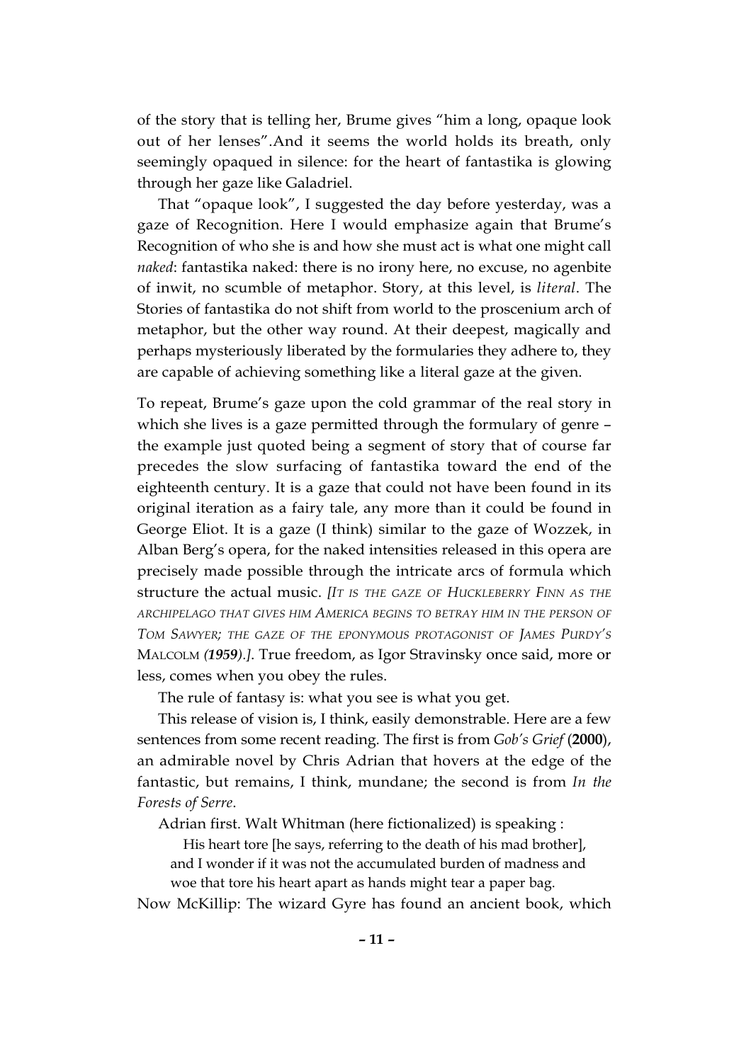of the story that is telling her, Brume gives "him a long, opaque look out of her lenses".And it seems the world holds its breath, only seemingly opaqued in silence: for the heart of fantastika is glowing through her gaze like Galadriel.

That "opaque look", I suggested the day before yesterday, was a gaze of Recognition. Here I would emphasize again that Brume's Recognition of who she is and how she must act is what one might call *naked*: fantastika naked: there is no irony here, no excuse, no agenbite of inwit, no scumble of metaphor. Story, at this level, is *literal*. The Stories of fantastika do not shift from world to the proscenium arch of metaphor, but the other way round. At their deepest, magically and perhaps mysteriously liberated by the formularies they adhere to, they are capable of achieving something like a literal gaze at the given.

To repeat, Brume's gaze upon the cold grammar of the real story in which she lives is a gaze permitted through the formulary of genre – the example just quoted being a segment of story that of course far precedes the slow surfacing of fantastika toward the end of the eighteenth century. It is a gaze that could not have been found in its original iteration as a fairy tale, any more than it could be found in George Eliot. It is a gaze (I think) similar to the gaze of Wozzek, in Alban Berg's opera, for the naked intensities released in this opera are precisely made possible through the intricate arcs of formula which structure the actual music. *[It is the gaze of Huckleberry Finn as the archipelago that gives him America begins to betray him in the person of Tom Sawyer; the gaze of the eponymous protagonist of James Purdy's* MALCOLM *(**1959**).]*. True freedom, as Igor Stravinsky once said, more or less, comes when you obey the rules.

The rule of fantasy is: what you see is what you get.

This release of vision is, I think, easily demonstrable. Here are a few sentences from some recent reading. The first is from *Gob's Grief* (**2000**), an admirable novel by Chris Adrian that hovers at the edge of the fantastic, but remains, I think, mundane; the second is from *In the Forests of Serre*.

Adrian first. Walt Whitman (here fictionalized) is speaking :

> His heart tore [he says, referring to the death of his mad brother], and I wonder if it was not the accumulated burden of madness and woe that tore his heart apart as hands might tear a paper bag.

Now McKillip: The wizard Gyre has found an ancient book, which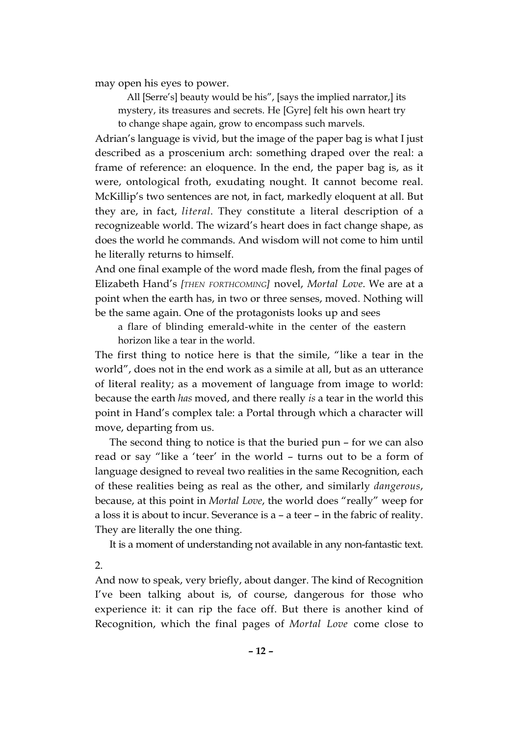may open his eyes to power.

> All [Serre's] beauty would be his", [says the implied narrator,] its mystery, its treasures and secrets. He [Gyre] felt his own heart try to change shape again, grow to encompass such marvels.

Adrian's language is vivid, but the image of the paper bag is what I just described as a proscenium arch: something draped over the real: a frame of reference: an eloquence. In the end, the paper bag is, as it were, ontological froth, exudating nought. It cannot become real. McKillip's two sentences are not, in fact, markedly eloquent at all. But they are, in fact, *literal*. They constitute a literal description of a recognizeable world. The wizard's heart does in fact change shape, as does the world he commands. And wisdom will not come to him until he literally returns to himself.

And one final example of the word made flesh, from the final pages of Elizabeth Hand's *[THEN FORTHCOMING]* novel, *Mortal Love*. We are at a point when the earth has, in two or three senses, moved. Nothing will be the same again. One of the protagonists looks up and sees

> a flare of blinding emerald-white in the center of the eastern horizon like a tear in the world.

The first thing to notice here is that the simile, "like a tear in the world", does not in the end work as a simile at all, but as an utterance of literal reality; as a movement of language from image to world: because the earth *has* moved, and there really *is* a tear in the world this point in Hand's complex tale: a Portal through which a character will move, departing from us.

The second thing to notice is that the buried pun – for we can also read or say "like a 'teer' in the world – turns out to be a form of language designed to reveal two realities in the same Recognition, each of these realities being as real as the other, and similarly *dangerous*, because, at this point in *Mortal Love*, the world does "really" weep for a loss it is about to incur. Severance is a – a teer – in the fabric of reality. They are literally the one thing.

It is a moment of understanding not available in any non-fantastic text.

2.

And now to speak, very briefly, about danger. The kind of Recognition I've been talking about is, of course, dangerous for those who experience it: it can rip the face off. But there is another kind of Recognition, which the final pages of *Mortal Love* come close to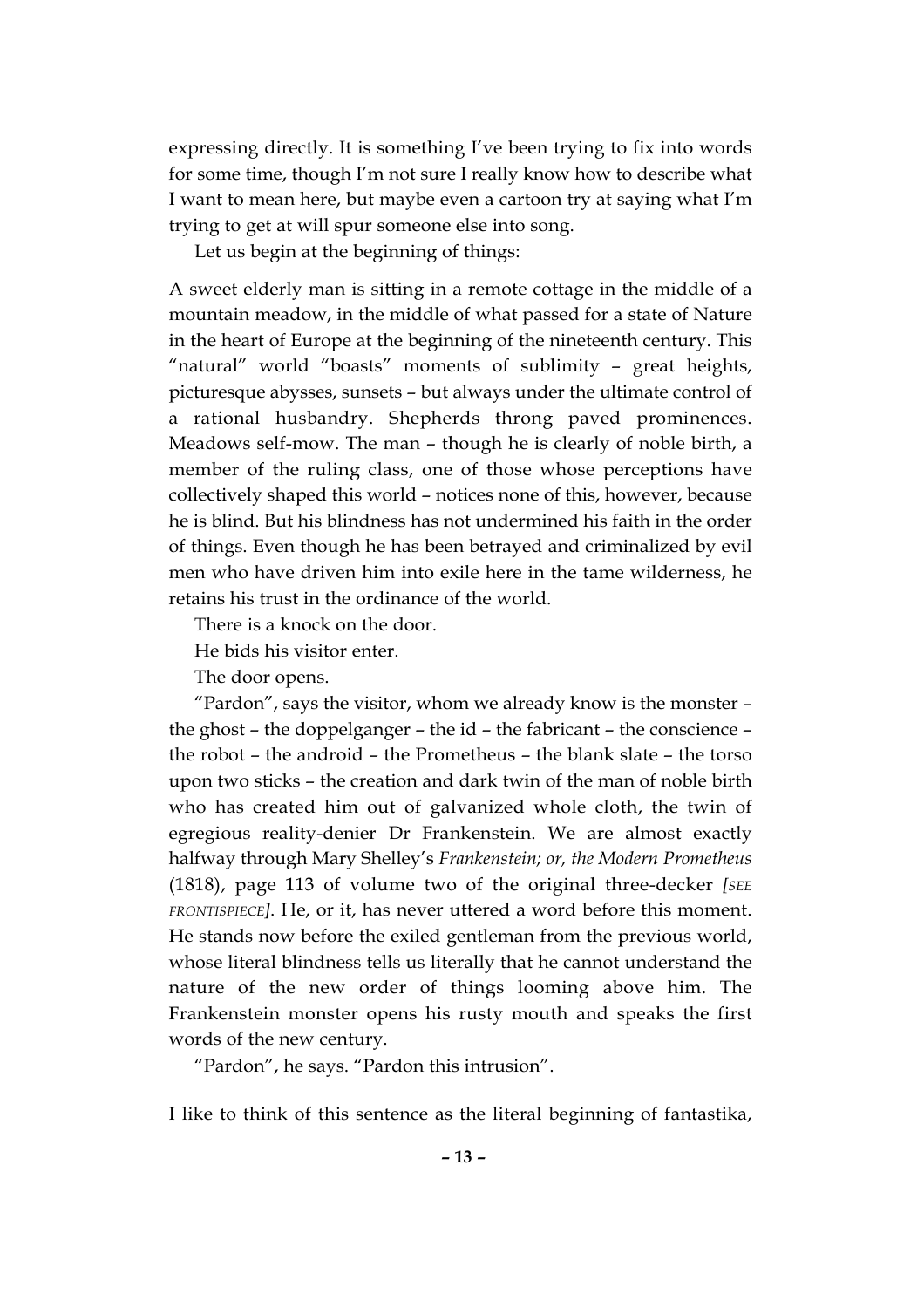expressing directly. It is something I've been trying to fix into words for some time, though I'm not sure I really know how to describe what I want to mean here, but maybe even a cartoon try at saying what I'm trying to get at will spur someone else into song.

Let us begin at the beginning of things:

A sweet elderly man is sitting in a remote cottage in the middle of a mountain meadow, in the middle of what passed for a state of Nature in the heart of Europe at the beginning of the nineteenth century. This "natural" world "boasts" moments of sublimity – great heights, picturesque abysses, sunsets – but always under the ultimate control of a rational husbandry. Shepherds throng paved prominences. Meadows self-mow. The man – though he is clearly of noble birth, a member of the ruling class, one of those whose perceptions have collectively shaped this world – notices none of this, however, because he is blind. But his blindness has not undermined his faith in the order of things. Even though he has been betrayed and criminalized by evil men who have driven him into exile here in the tame wilderness, he retains his trust in the ordinance of the world.

There is a knock on the door.

He bids his visitor enter.

The door opens.

"Pardon", says the visitor, whom we already know is the monster – the ghost – the doppelganger – the id – the fabricant – the conscience – the robot – the android – the Prometheus – the blank slate – the torso upon two sticks – the creation and dark twin of the man of noble birth who has created him out of galvanized whole cloth, the twin of egregious reality-denier Dr Frankenstein. We are almost exactly halfway through Mary Shelley's *Frankenstein; or, the Modern Prometheus* (1818), page 113 of volume two of the original three-decker *[SEE FRONTISPIECE]*. He, or it, has never uttered a word before this moment. He stands now before the exiled gentleman from the previous world, whose literal blindness tells us literally that he cannot understand the nature of the new order of things looming above him. The Frankenstein monster opens his rusty mouth and speaks the first words of the new century.

"Pardon", he says. "Pardon this intrusion".

I like to think of this sentence as the literal beginning of fantastika,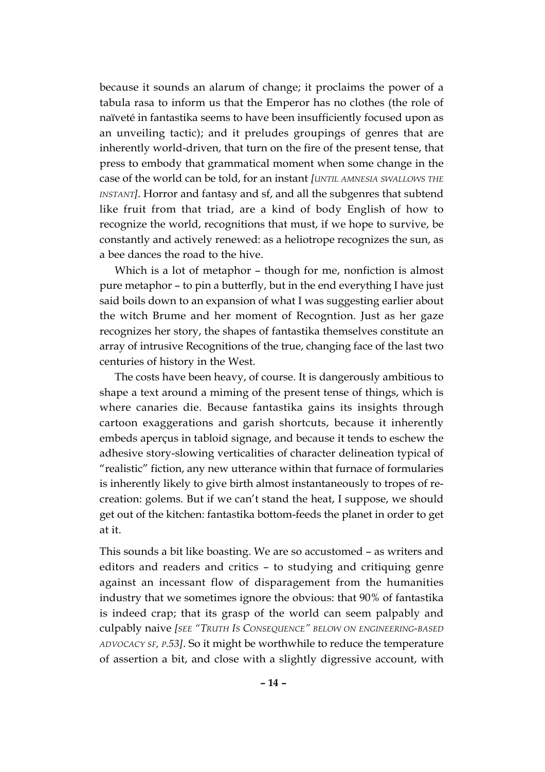because it sounds an alarum of change; it proclaims the power of a tabula rasa to inform us that the Emperor has no clothes (the role of naïveté in fantastika seems to have been insufficiently focused upon as an unveiling tactic); and it preludes groupings of genres that are inherently world-driven, that turn on the fire of the present tense, that press to embody that grammatical moment when some change in the case of the world can be told, for an instant *[UNTIL AMNESIA SWALLOWS THE INSTANT]*. Horror and fantasy and sf, and all the subgenres that subtend like fruit from that triad, are a kind of body English of how to recognize the world, recognitions that must, if we hope to survive, be constantly and actively renewed: as a heliotrope recognizes the sun, as a bee dances the road to the hive.

Which is a lot of metaphor – though for me, nonfiction is almost pure metaphor – to pin a butterfly, but in the end everything I have just said boils down to an expansion of what I was suggesting earlier about the witch Brume and her moment of Recogntion. Just as her gaze recognizes her story, the shapes of fantastika themselves constitute an array of intrusive Recognitions of the true, changing face of the last two centuries of history in the West.

The costs have been heavy, of course. It is dangerously ambitious to shape a text around a miming of the present tense of things, which is where canaries die. Because fantastika gains its insights through cartoon exaggerations and garish shortcuts, because it inherently embeds aperçus in tabloid signage, and because it tends to eschew the adhesive story-slowing verticalities of character delineation typical of "realistic" fiction, any new utterance within that furnace of formularies is inherently likely to give birth almost instantaneously to tropes of re-creation: golems. But if we can't stand the heat, I suppose, we should get out of the kitchen: fantastika bottom-feeds the planet in order to get at it.

This sounds a bit like boasting. We are so accustomed – as writers and editors and readers and critics – to studying and critiquing genre against an incessant flow of disparagement from the humanities industry that we sometimes ignore the obvious: that 90% of fantastika is indeed crap; that its grasp of the world can seem palpably and culpably naive *[SEE "TRUTH IS CONSEQUENCE" BELOW ON ENGINEERING-BASED ADVOCACY SF, P.53]*. So it might be worthwhile to reduce the temperature of assertion a bit, and close with a slightly digressive account, with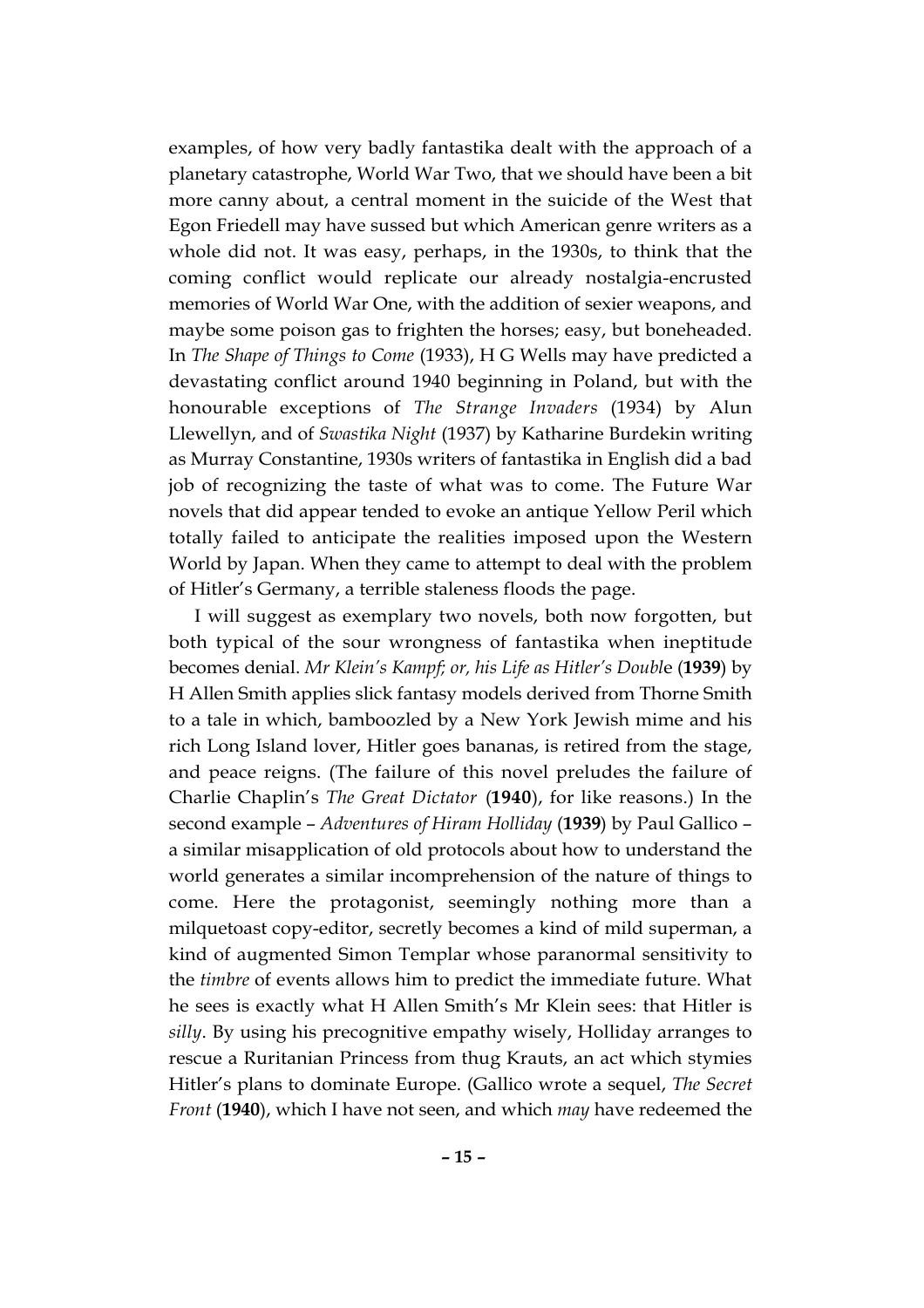examples, of how very badly fantastika dealt with the approach of a planetary catastrophe, World War Two, that we should have been a bit more canny about, a central moment in the suicide of the West that Egon Friedell may have sussed but which American genre writers as a whole did not. It was easy, perhaps, in the 1930s, to think that the coming conflict would replicate our already nostalgia-encrusted memories of World War One, with the addition of sexier weapons, and maybe some poison gas to frighten the horses; easy, but boneheaded. In *The Shape of Things to Come* (1933), H G Wells may have predicted a devastating conflict around 1940 beginning in Poland, but with the honourable exceptions of *The Strange Invaders* (1934) by Alun Llewellyn, and of *Swastika Night* (1937) by Katharine Burdekin writing as Murray Constantine, 1930s writers of fantastika in English did a bad job of recognizing the taste of what was to come. The Future War novels that did appear tended to evoke an antique Yellow Peril which totally failed to anticipate the realities imposed upon the Western World by Japan. When they came to attempt to deal with the problem of Hitler's Germany, a terrible staleness floods the page.

I will suggest as exemplary two novels, both now forgotten, but both typical of the sour wrongness of fantastika when ineptitude becomes denial. *Mr Klein's Kampf; or, his Life as Hitler's Double* (**1939**) by H Allen Smith applies slick fantasy models derived from Thorne Smith to a tale in which, bamboozled by a New York Jewish mime and his rich Long Island lover, Hitler goes bananas, is retired from the stage, and peace reigns. (The failure of this novel preludes the failure of Charlie Chaplin's *The Great Dictator* (**1940**), for like reasons.) In the second example – *Adventures of Hiram Holliday* (**1939**) by Paul Gallico – a similar misapplication of old protocols about how to understand the world generates a similar incomprehension of the nature of things to come. Here the protagonist, seemingly nothing more than a milquetoast copy-editor, secretly becomes a kind of mild superman, a kind of augmented Simon Templar whose paranormal sensitivity to the *timbre* of events allows him to predict the immediate future. What he sees is exactly what H Allen Smith's Mr Klein sees: that Hitler is *silly*. By using his precognitive empathy wisely, Holliday arranges to rescue a Ruritanian Princess from thug Krauts, an act which stymies Hitler's plans to dominate Europe. (Gallico wrote a sequel, *The Secret Front* (**1940**), which I have not seen, and which *may* have redeemed the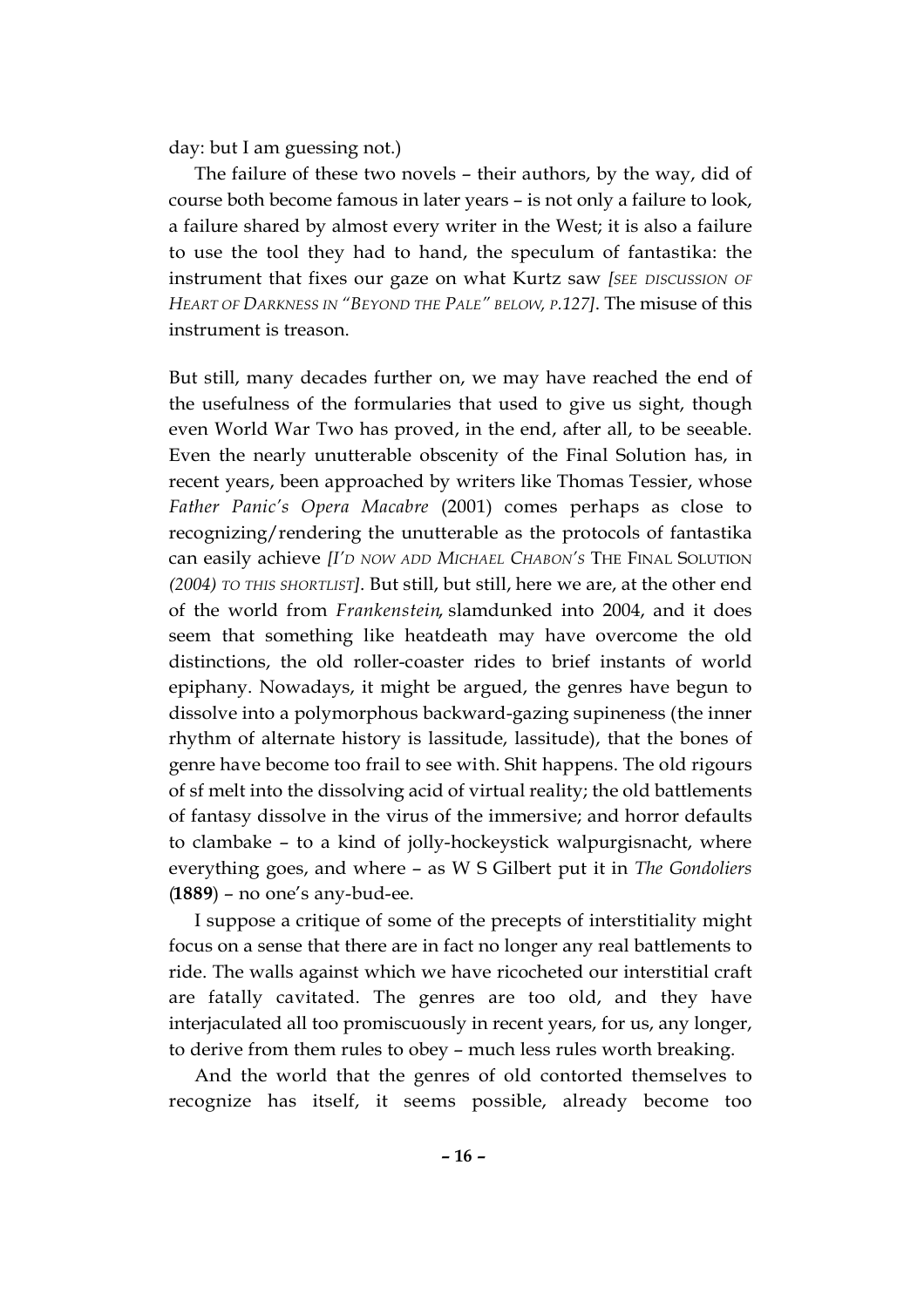day: but I am guessing not.)

The failure of these two novels – their authors, by the way, did of course both become famous in later years – is not only a failure to look, a failure shared by almost every writer in the West; it is also a failure to use the tool they had to hand, the speculum of fantastika: the instrument that fixes our gaze on what Kurtz saw *[SEE DISCUSSION OF HEART OF DARKNESS IN "BEYOND THE PALE" BELOW, P.127]*. The misuse of this instrument is treason.

But still, many decades further on, we may have reached the end of the usefulness of the formularies that used to give us sight, though even World War Two has proved, in the end, after all, to be seeable. Even the nearly unutterable obscenity of the Final Solution has, in recent years, been approached by writers like Thomas Tessier, whose *Father Panic's Opera Macabre* (2001) comes perhaps as close to recognizing/rendering the unutterable as the protocols of fantastika can easily achieve *[I'D NOW ADD MICHAEL CHABON'S* THE FINAL SOLUTION *(2004) TO THIS SHORTLIST]*. But still, but still, here we are, at the other end of the world from *Frankenstein*, slamdunked into 2004, and it does seem that something like heatdeath may have overcome the old distinctions, the old roller-coaster rides to brief instants of world epiphany. Nowadays, it might be argued, the genres have begun to dissolve into a polymorphous backward-gazing supineness (the inner rhythm of alternate history is lassitude, lassitude), that the bones of genre have become too frail to see with. Shit happens. The old rigours of sf melt into the dissolving acid of virtual reality; the old battlements of fantasy dissolve in the virus of the immersive; and horror defaults to clambake – to a kind of jolly-hockeystick walpurgisnacht, where everything goes, and where – as W S Gilbert put it in *The Gondoliers* (**1889**) – no one's any-bud-ee.

I suppose a critique of some of the precepts of interstitiality might focus on a sense that there are in fact no longer any real battlements to ride. The walls against which we have ricocheted our interstitial craft are fatally cavitated. The genres are too old, and they have interjaculated all too promiscuously in recent years, for us, any longer, to derive from them rules to obey – much less rules worth breaking.

And the world that the genres of old contorted themselves to recognize has itself, it seems possible, already become too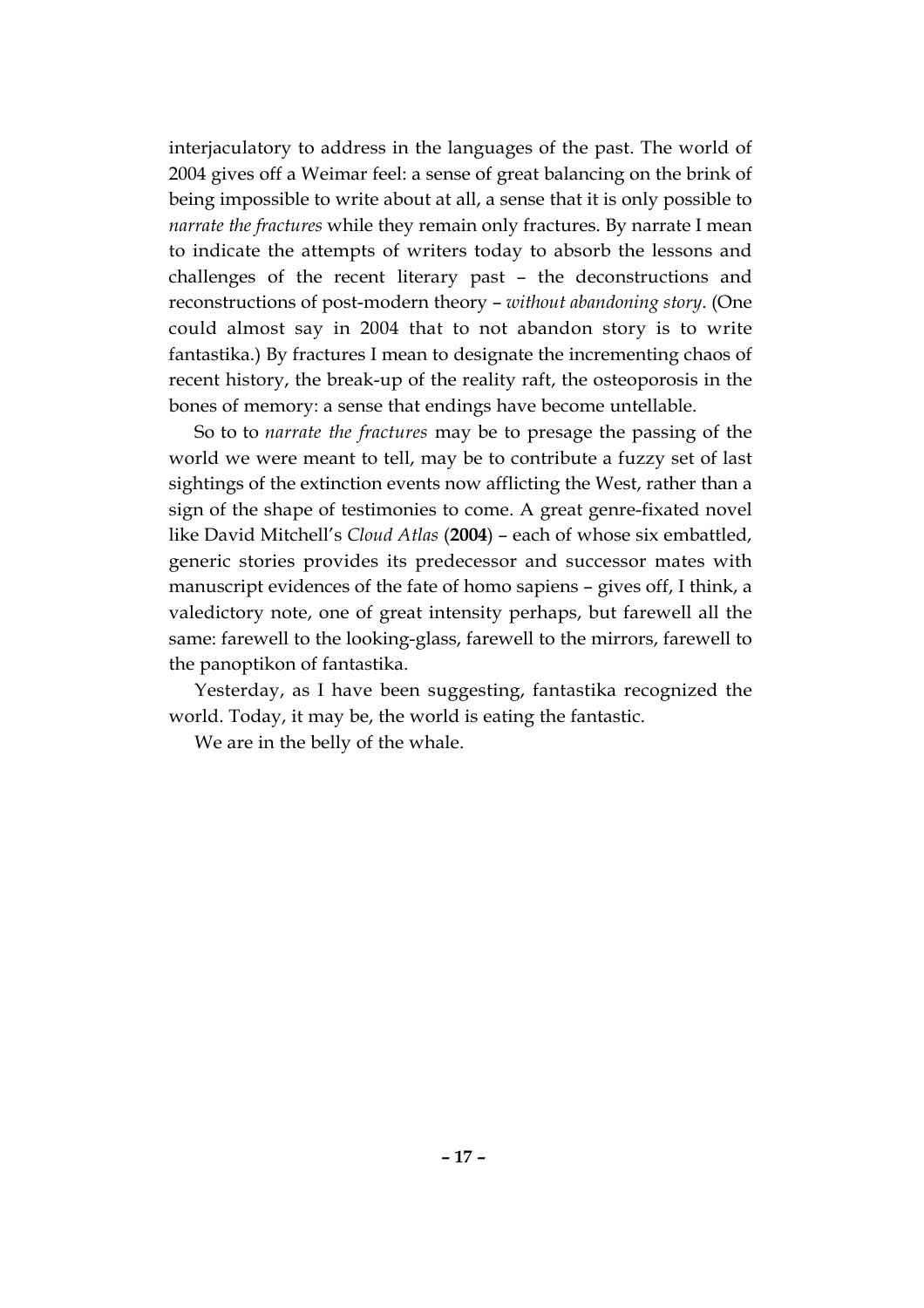interjaculatory to address in the languages of the past. The world of 2004 gives off a Weimar feel: a sense of great balancing on the brink of being impossible to write about at all, a sense that it is only possible to *narrate the fractures* while they remain only fractures. By narrate I mean to indicate the attempts of writers today to absorb the lessons and challenges of the recent literary past – the deconstructions and reconstructions of post-modern theory – *without abandoning story*. (One could almost say in 2004 that to not abandon story is to write fantastika.) By fractures I mean to designate the incrementing chaos of recent history, the break-up of the reality raft, the osteoporosis in the bones of memory: a sense that endings have become untellable.

So to to *narrate the fractures* may be to presage the passing of the world we were meant to tell, may be to contribute a fuzzy set of last sightings of the extinction events now afflicting the West, rather than a sign of the shape of testimonies to come. A great genre-fixated novel like David Mitchell's *Cloud Atlas* (**2004**) – each of whose six embattled, generic stories provides its predecessor and successor mates with manuscript evidences of the fate of homo sapiens – gives off, I think, a valedictory note, one of great intensity perhaps, but farewell all the same: farewell to the looking-glass, farewell to the mirrors, farewell to the panoptikon of fantastika.

Yesterday, as I have been suggesting, fantastika recognized the world. Today, it may be, the world is eating the fantastic.

We are in the belly of the whale.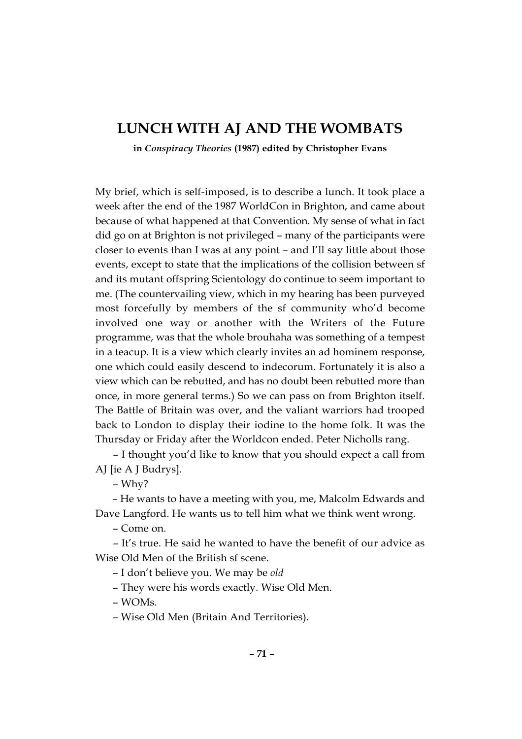# LUNCH WITH AJ AND THE WOMBATS

**in *Conspiracy Theories* (1987) edited by Christopher Evans**

My brief, which is self-imposed, is to describe a lunch. It took place a week after the end of the 1987 WorldCon in Brighton, and came about because of what happened at that Convention. My sense of what in fact did go on at Brighton is not privileged – many of the participants were closer to events than I was at any point – and I'll say little about those events, except to state that the implications of the collision between sf and its mutant offspring Scientology do continue to seem important to me. (The countervailing view, which in my hearing has been purveyed most forcefully by members of the sf community who'd become involved one way or another with the Writers of the Future programme, was that the whole brouhaha was something of a tempest in a teacup. It is a view which clearly invites an ad hominem response, one which could easily descend to indecorum. Fortunately it is also a view which can be rebutted, and has no doubt been rebutted more than once, in more general terms.) So we can pass on from Brighton itself. The Battle of Britain was over, and the valiant warriors had trooped back to London to display their iodine to the home folk. It was the Thursday or Friday after the Worldcon ended. Peter Nicholls rang.

– I thought you'd like to know that you should expect a call from AJ [ie A J Budrys].

– Why?

– He wants to have a meeting with you, me, Malcolm Edwards and Dave Langford. He wants us to tell him what we think went wrong.

– Come on.

– It's true. He said he wanted to have the benefit of our advice as Wise Old Men of the British sf scene.

– I don't believe you. We may be *old*

– They were his words exactly. Wise Old Men.

– WOMs.

– Wise Old Men (Britain And Territories).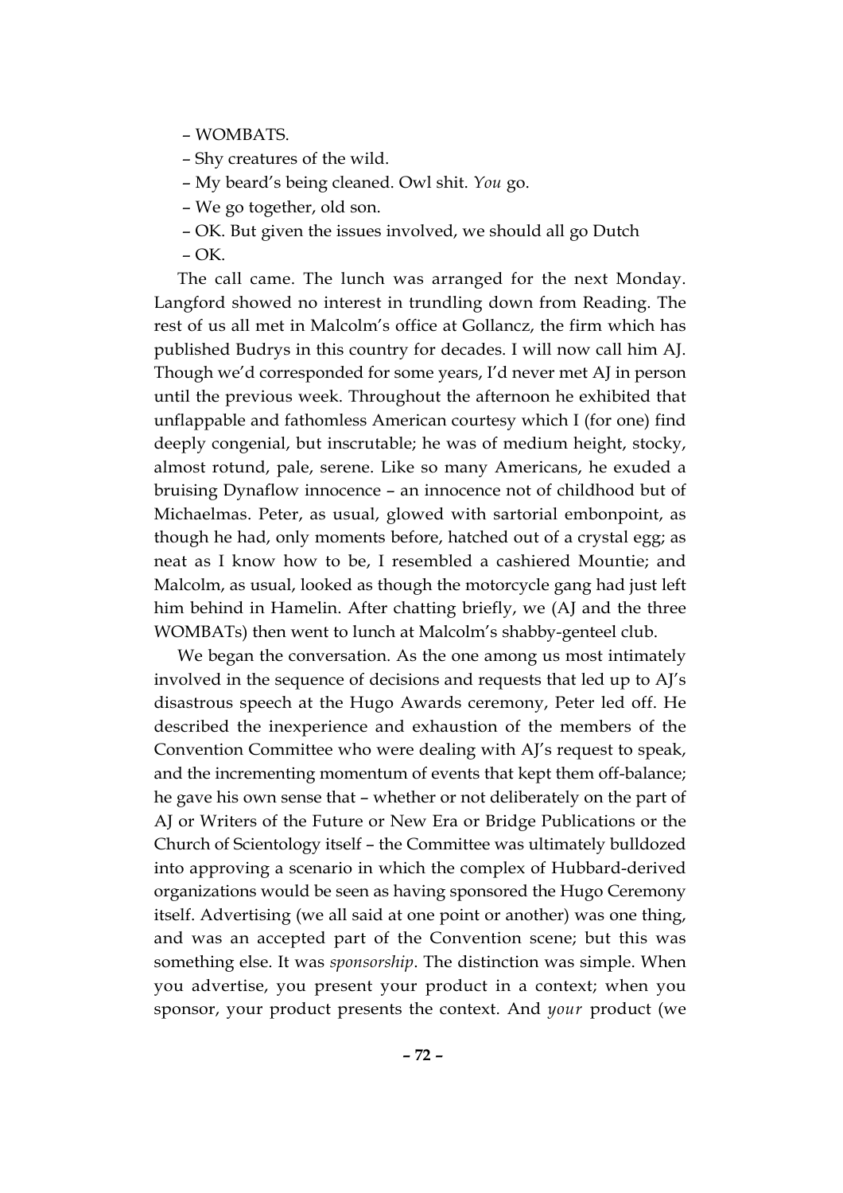– WOMBATS.

– Shy creatures of the wild.

– My beard's being cleaned. Owl shit. *You* go.

– We go together, old son.

– OK. But given the issues involved, we should all go Dutch

– OK.

The call came. The lunch was arranged for the next Monday. Langford showed no interest in trundling down from Reading. The rest of us all met in Malcolm's office at Gollancz, the firm which has published Budrys in this country for decades. I will now call him AJ. Though we'd corresponded for some years, I'd never met AJ in person until the previous week. Throughout the afternoon he exhibited that unflappable and fathomless American courtesy which I (for one) find deeply congenial, but inscrutable; he was of medium height, stocky, almost rotund, pale, serene. Like so many Americans, he exuded a bruising Dynaflow innocence – an innocence not of childhood but of Michaelmas. Peter, as usual, glowed with sartorial embonpoint, as though he had, only moments before, hatched out of a crystal egg; as neat as I know how to be, I resembled a cashiered Mountie; and Malcolm, as usual, looked as though the motorcycle gang had just left him behind in Hamelin. After chatting briefly, we (AJ and the three WOMBATs) then went to lunch at Malcolm's shabby-genteel club.

We began the conversation. As the one among us most intimately involved in the sequence of decisions and requests that led up to AJ's disastrous speech at the Hugo Awards ceremony, Peter led off. He described the inexperience and exhaustion of the members of the Convention Committee who were dealing with AJ's request to speak, and the incrementing momentum of events that kept them off-balance; he gave his own sense that – whether or not deliberately on the part of AJ or Writers of the Future or New Era or Bridge Publications or the Church of Scientology itself – the Committee was ultimately bulldozed into approving a scenario in which the complex of Hubbard-derived organizations would be seen as having sponsored the Hugo Ceremony itself. Advertising (we all said at one point or another) was one thing, and was an accepted part of the Convention scene; but this was something else. It was *sponsorship*. The distinction was simple. When you advertise, you present your product in a context; when you sponsor, your product presents the context. And *your* product (we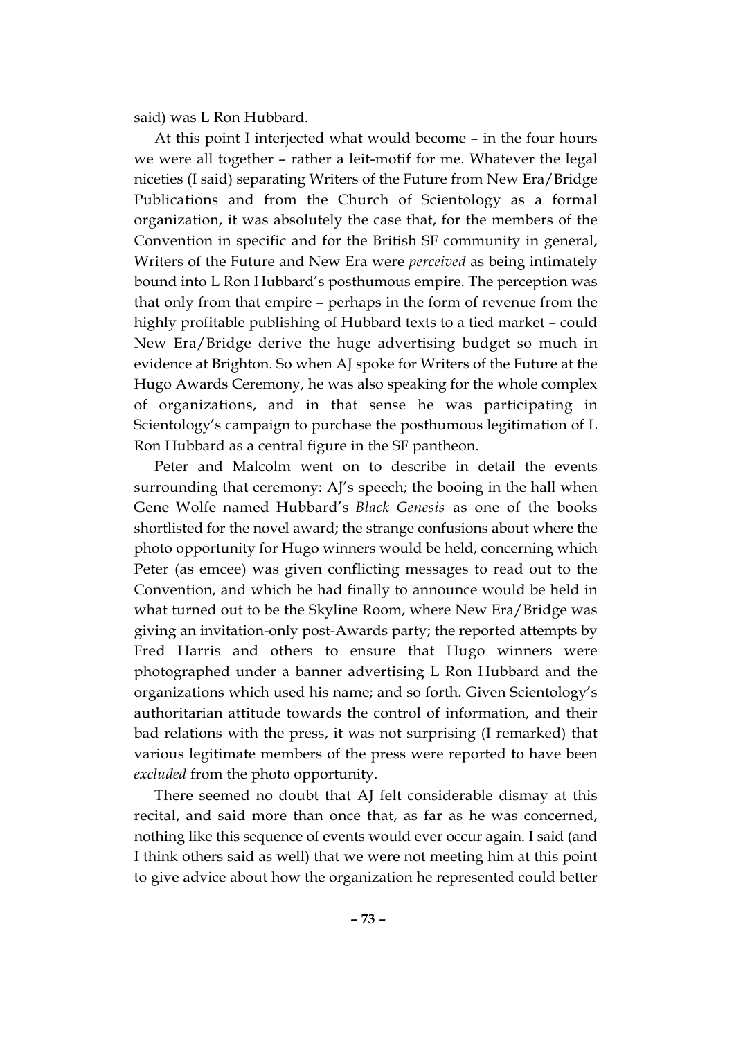said) was L Ron Hubbard.

At this point I interjected what would become – in the four hours we were all together – rather a leit-motif for me. Whatever the legal niceties (I said) separating Writers of the Future from New Era/Bridge Publications and from the Church of Scientology as a formal organization, it was absolutely the case that, for the members of the Convention in specific and for the British SF community in general, Writers of the Future and New Era were *perceived* as being intimately bound into L Ron Hubbard's posthumous empire. The perception was that only from that empire – perhaps in the form of revenue from the highly profitable publishing of Hubbard texts to a tied market – could New Era/Bridge derive the huge advertising budget so much in evidence at Brighton. So when AJ spoke for Writers of the Future at the Hugo Awards Ceremony, he was also speaking for the whole complex of organizations, and in that sense he was participating in Scientology's campaign to purchase the posthumous legitimation of L Ron Hubbard as a central figure in the SF pantheon.

Peter and Malcolm went on to describe in detail the events surrounding that ceremony: AJ's speech; the booing in the hall when Gene Wolfe named Hubbard's *Black Genesis* as one of the books shortlisted for the novel award; the strange confusions about where the photo opportunity for Hugo winners would be held, concerning which Peter (as emcee) was given conflicting messages to read out to the Convention, and which he had finally to announce would be held in what turned out to be the Skyline Room, where New Era/Bridge was giving an invitation-only post-Awards party; the reported attempts by Fred Harris and others to ensure that Hugo winners were photographed under a banner advertising L Ron Hubbard and the organizations which used his name; and so forth. Given Scientology's authoritarian attitude towards the control of information, and their bad relations with the press, it was not surprising (I remarked) that various legitimate members of the press were reported to have been *excluded* from the photo opportunity.

There seemed no doubt that AJ felt considerable dismay at this recital, and said more than once that, as far as he was concerned, nothing like this sequence of events would ever occur again. I said (and I think others said as well) that we were not meeting him at this point to give advice about how the organization he represented could better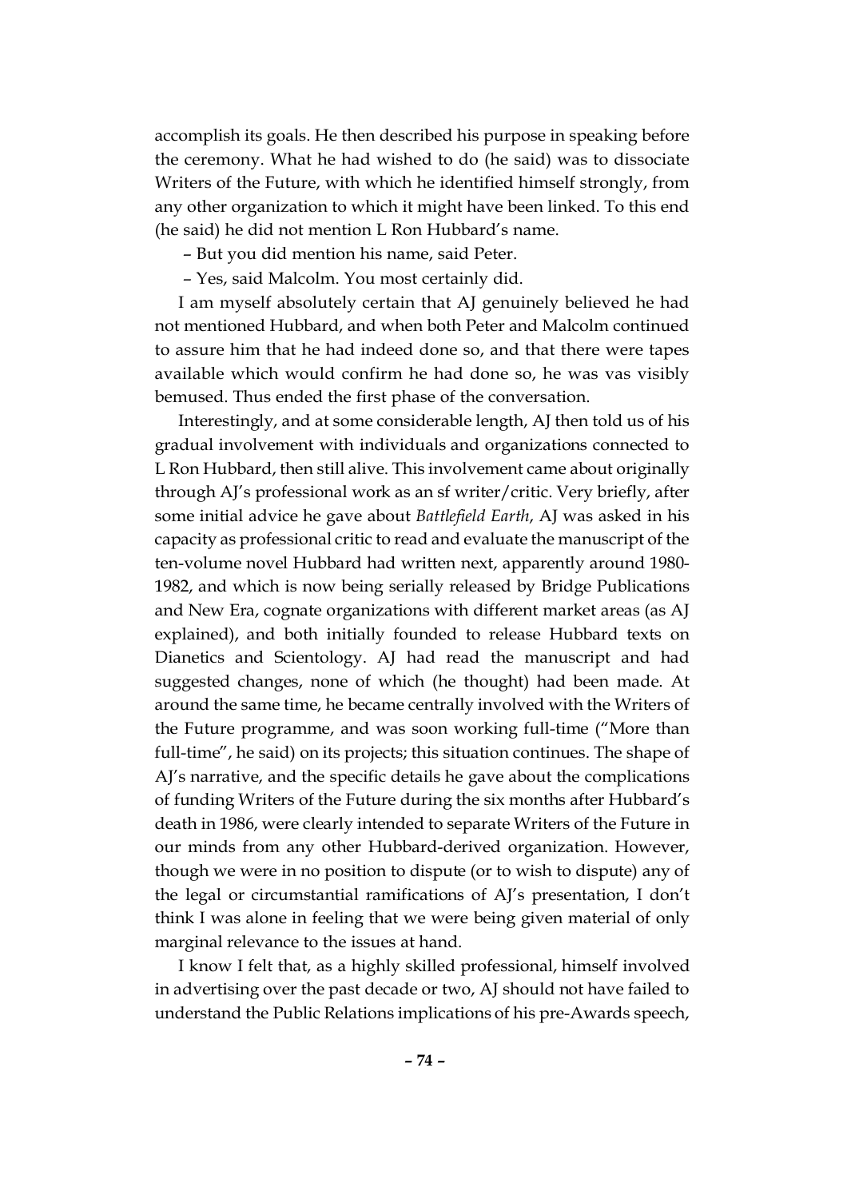accomplish its goals. He then described his purpose in speaking before the ceremony. What he had wished to do (he said) was to dissociate Writers of the Future, with which he identified himself strongly, from any other organization to which it might have been linked. To this end (he said) he did not mention L Ron Hubbard's name.

– But you did mention his name, said Peter.

– Yes, said Malcolm. You most certainly did.

I am myself absolutely certain that AJ genuinely believed he had not mentioned Hubbard, and when both Peter and Malcolm continued to assure him that he had indeed done so, and that there were tapes available which would confirm he had done so, he was vas visibly bemused. Thus ended the first phase of the conversation.

Interestingly, and at some considerable length, AJ then told us of his gradual involvement with individuals and organizations connected to L Ron Hubbard, then still alive. This involvement came about originally through AJ's professional work as an sf writer/critic. Very briefly, after some initial advice he gave about *Battlefield Earth*, AJ was asked in his capacity as professional critic to read and evaluate the manuscript of the ten-volume novel Hubbard had written next, apparently around 1980-1982, and which is now being serially released by Bridge Publications and New Era, cognate organizations with different market areas (as AJ explained), and both initially founded to release Hubbard texts on Dianetics and Scientology. AJ had read the manuscript and had suggested changes, none of which (he thought) had been made. At around the same time, he became centrally involved with the Writers of the Future programme, and was soon working full-time ("More than full-time", he said) on its projects; this situation continues. The shape of AJ's narrative, and the specific details he gave about the complications of funding Writers of the Future during the six months after Hubbard's death in 1986, were clearly intended to separate Writers of the Future in our minds from any other Hubbard-derived organization. However, though we were in no position to dispute (or to wish to dispute) any of the legal or circumstantial ramifications of AJ's presentation, I don't think I was alone in feeling that we were being given material of only marginal relevance to the issues at hand.

I know I felt that, as a highly skilled professional, himself involved in advertising over the past decade or two, AJ should not have failed to understand the Public Relations implications of his pre-Awards speech,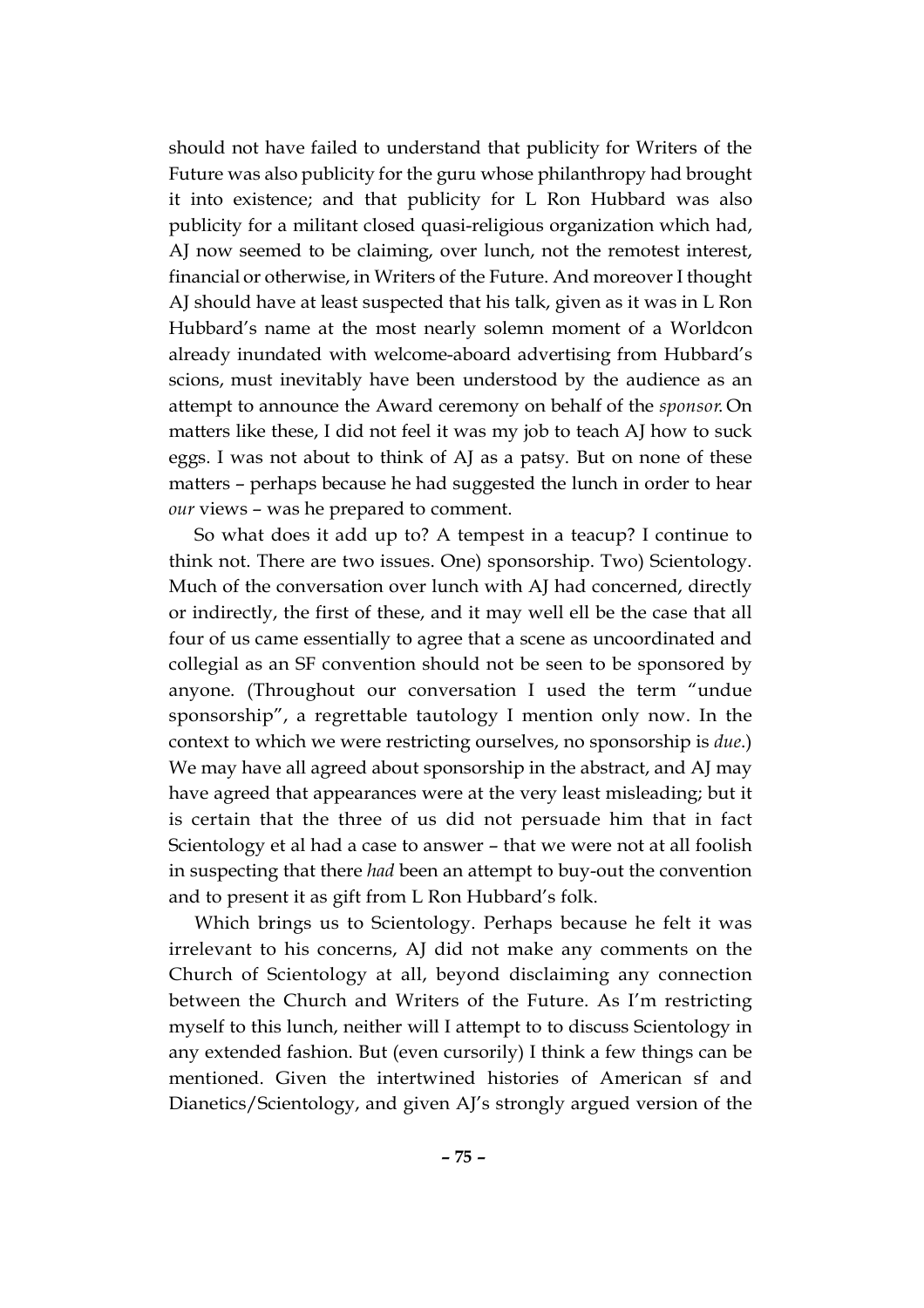should not have failed to understand that publicity for Writers of the Future was also publicity for the guru whose philanthropy had brought it into existence; and that publicity for L Ron Hubbard was also publicity for a militant closed quasi-religious organization which had, AJ now seemed to be claiming, over lunch, not the remotest interest, financial or otherwise, in Writers of the Future. And moreover I thought AJ should have at least suspected that his talk, given as it was in L Ron Hubbard's name at the most nearly solemn moment of a Worldcon already inundated with welcome-aboard advertising from Hubbard's scions, must inevitably have been understood by the audience as an attempt to announce the Award ceremony on behalf of the *sponsor*. On matters like these, I did not feel it was my job to teach AJ how to suck eggs. I was not about to think of AJ as a patsy. But on none of these matters – perhaps because he had suggested the lunch in order to hear *our* views – was he prepared to comment.

So what does it add up to? A tempest in a teacup? I continue to think not. There are two issues. One) sponsorship. Two) Scientology. Much of the conversation over lunch with AJ had concerned, directly or indirectly, the first of these, and it may well ell be the case that all four of us came essentially to agree that a scene as uncoordinated and collegial as an SF convention should not be seen to be sponsored by anyone. (Throughout our conversation I used the term "undue sponsorship", a regrettable tautology I mention only now. In the context to which we were restricting ourselves, no sponsorship is *due*.) We may have all agreed about sponsorship in the abstract, and AJ may have agreed that appearances were at the very least misleading; but it is certain that the three of us did not persuade him that in fact Scientology et al had a case to answer – that we were not at all foolish in suspecting that there *had* been an attempt to buy-out the convention and to present it as gift from L Ron Hubbard's folk.

Which brings us to Scientology. Perhaps because he felt it was irrelevant to his concerns, AJ did not make any comments on the Church of Scientology at all, beyond disclaiming any connection between the Church and Writers of the Future. As I'm restricting myself to this lunch, neither will I attempt to to discuss Scientology in any extended fashion. But (even cursorily) I think a few things can be mentioned. Given the intertwined histories of American sf and Dianetics/Scientology, and given AJ's strongly argued version of the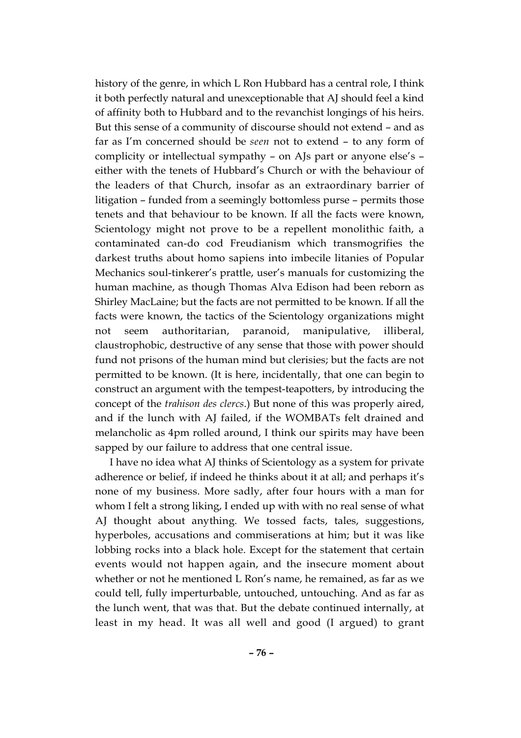history of the genre, in which L Ron Hubbard has a central role, I think it both perfectly natural and unexceptionable that AJ should feel a kind of affinity both to Hubbard and to the revanchist longings of his heirs. But this sense of a community of discourse should not extend – and as far as I'm concerned should be *seen* not to extend – to any form of complicity or intellectual sympathy – on AJs part or anyone else's – either with the tenets of Hubbard's Church or with the behaviour of the leaders of that Church, insofar as an extraordinary barrier of litigation – funded from a seemingly bottomless purse – permits those tenets and that behaviour to be known. If all the facts were known, Scientology might not prove to be a repellent monolithic faith, a contaminated can-do cod Freudianism which transmogrifies the darkest truths about homo sapiens into imbecile litanies of Popular Mechanics soul-tinkerer's prattle, user's manuals for customizing the human machine, as though Thomas Alva Edison had been reborn as Shirley MacLaine; but the facts are not permitted to be known. If all the facts were known, the tactics of the Scientology organizations might not seem authoritarian, paranoid, manipulative, illiberal, claustrophobic, destructive of any sense that those with power should fund not prisons of the human mind but clerisies; but the facts are not permitted to be known. (It is here, incidentally, that one can begin to construct an argument with the tempest-teapotters, by introducing the concept of the *trahison des clercs*.) But none of this was properly aired, and if the lunch with AJ failed, if the WOMBATs felt drained and melancholic as 4pm rolled around, I think our spirits may have been sapped by our failure to address that one central issue.

I have no idea what AJ thinks of Scientology as a system for private adherence or belief, if indeed he thinks about it at all; and perhaps it's none of my business. More sadly, after four hours with a man for whom I felt a strong liking, I ended up with with no real sense of what AJ thought about anything. We tossed facts, tales, suggestions, hyperboles, accusations and commiserations at him; but it was like lobbing rocks into a black hole. Except for the statement that certain events would not happen again, and the insecure moment about whether or not he mentioned L Ron's name, he remained, as far as we could tell, fully imperturbable, untouched, untouching. And as far as the lunch went, that was that. But the debate continued internally, at least in my head. It was all well and good (I argued) to grant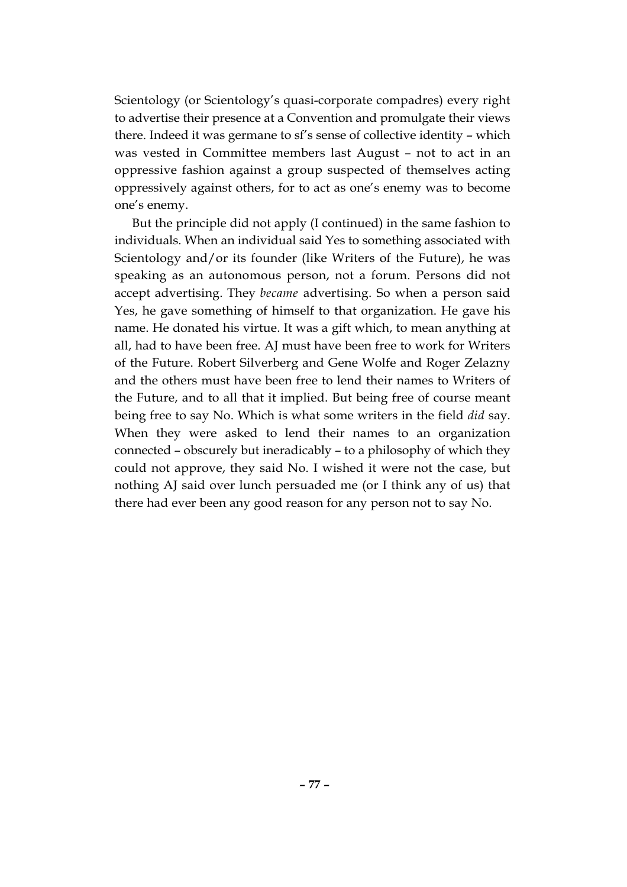Scientology (or Scientology's quasi-corporate compadres) every right to advertise their presence at a Convention and promulgate their views there. Indeed it was germane to sf's sense of collective identity – which was vested in Committee members last August – not to act in an oppressive fashion against a group suspected of themselves acting oppressively against others, for to act as one's enemy was to become one's enemy.

But the principle did not apply (I continued) in the same fashion to individuals. When an individual said Yes to something associated with Scientology and/or its founder (like Writers of the Future), he was speaking as an autonomous person, not a forum. Persons did not accept advertising. They *became* advertising. So when a person said Yes, he gave something of himself to that organization. He gave his name. He donated his virtue. It was a gift which, to mean anything at all, had to have been free. AJ must have been free to work for Writers of the Future. Robert Silverberg and Gene Wolfe and Roger Zelazny and the others must have been free to lend their names to Writers of the Future, and to all that it implied. But being free of course meant being free to say No. Which is what some writers in the field *did* say. When they were asked to lend their names to an organization connected – obscurely but ineradicably – to a philosophy of which they could not approve, they said No. I wished it were not the case, but nothing AJ said over lunch persuaded me (or I think any of us) that there had ever been any good reason for any person not to say No.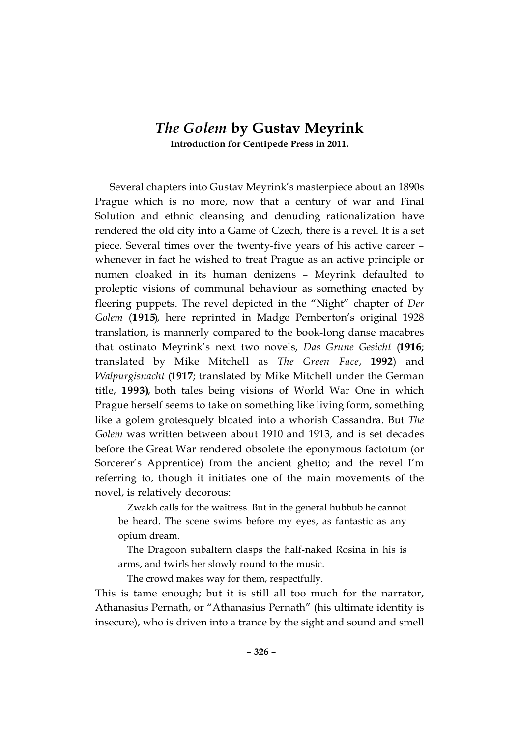# *The Golem* by Gustav Meyrink

**Introduction for Centipede Press in 2011.**

Several chapters into Gustav Meyrink's masterpiece about an 1890s Prague which is no more, now that a century of war and Final Solution and ethnic cleansing and denuding rationalization have rendered the old city into a Game of Czech, there is a revel. It is a set piece. Several times over the twenty-five years of his active career – whenever in fact he wished to treat Prague as an active principle or numen cloaked in its human denizens – Meyrink defaulted to proleptic visions of communal behaviour as something enacted by fleering puppets. The revel depicted in the "Night" chapter of *Der Golem* (**1915**), here reprinted in Madge Pemberton's original 1928 translation, is mannerly compared to the book-long danse macabres that ostinato Meyrink's next two novels, *Das Grune Gesicht* (**1916**; translated by Mike Mitchell as *The Green Face*, **1992**) and *Walpurgisnacht* (**1917**; translated by Mike Mitchell under the German title, **1993)**, both tales being visions of World War One in which Prague herself seems to take on something like living form, something like a golem grotesquely bloated into a whorish Cassandra. But *The Golem* was written between about 1910 and 1913, and is set decades before the Great War rendered obsolete the eponymous factotum (or Sorcerer's Apprentice) from the ancient ghetto; and the revel I'm referring to, though it initiates one of the main movements of the novel, is relatively decorous:

> Zwakh calls for the waitress. But in the general hubbub he cannot be heard. The scene swims before my eyes, as fantastic as any opium dream.
>
> The Dragoon subaltern clasps the half-naked Rosina in his is arms, and twirls her slowly round to the music.
>
> The crowd makes way for them, respectfully.

This is tame enough; but it is still all too much for the narrator, Athanasius Pernath, or "Athanasius Pernath" (his ultimate identity is insecure), who is driven into a trance by the sight and sound and smell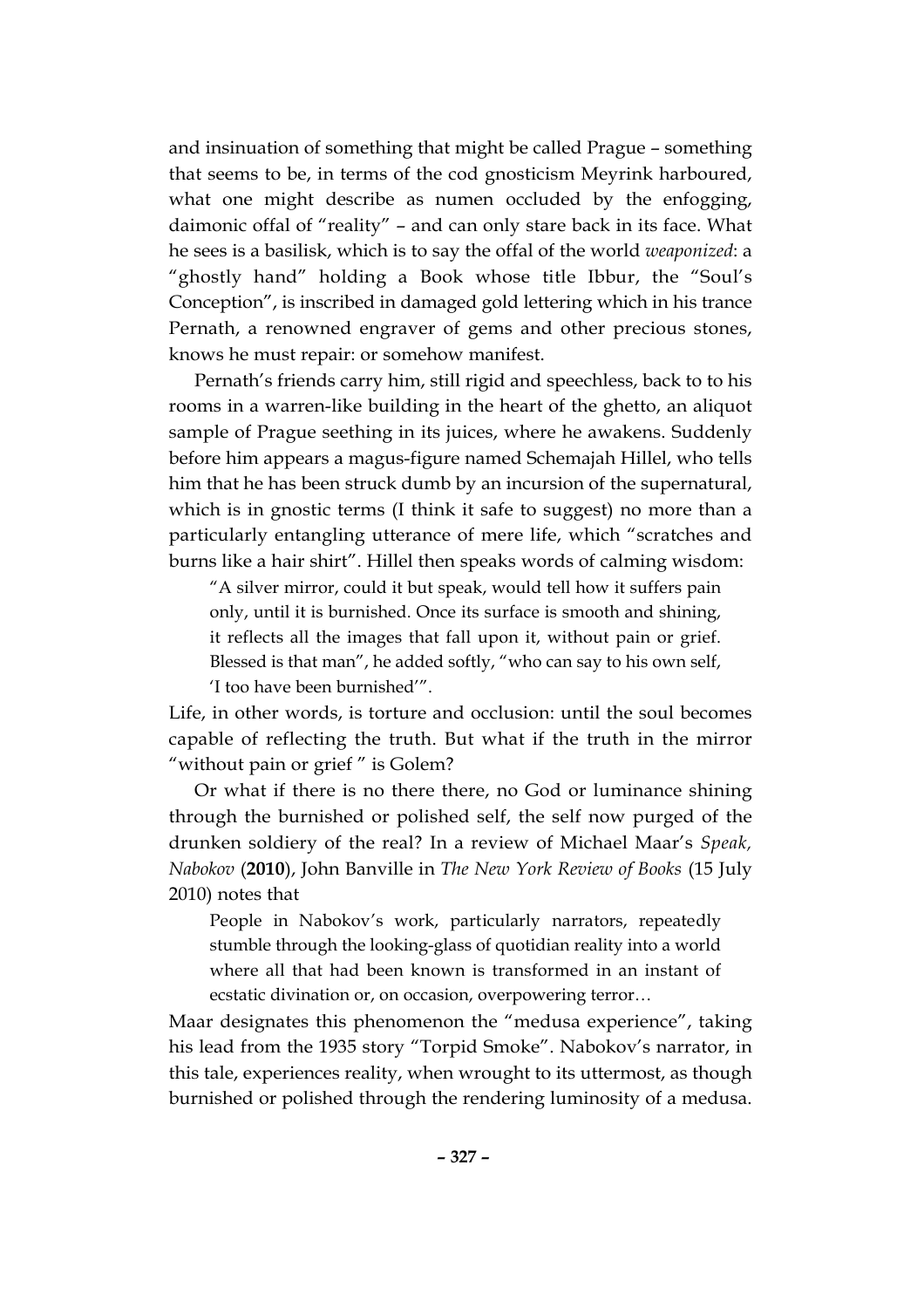and insinuation of something that might be called Prague – something that seems to be, in terms of the cod gnosticism Meyrink harboured, what one might describe as numen occluded by the enfogging, daimonic offal of "reality" – and can only stare back in its face. What he sees is a basilisk, which is to say the offal of the world *weaponized*: a "ghostly hand" holding a Book whose title Ibbur, the "Soul's Conception", is inscribed in damaged gold lettering which in his trance Pernath, a renowned engraver of gems and other precious stones, knows he must repair: or somehow manifest.

Pernath's friends carry him, still rigid and speechless, back to to his rooms in a warren-like building in the heart of the ghetto, an aliquot sample of Prague seething in its juices, where he awakens. Suddenly before him appears a magus-figure named Schemajah Hillel, who tells him that he has been struck dumb by an incursion of the supernatural, which is in gnostic terms (I think it safe to suggest) no more than a particularly entangling utterance of mere life, which "scratches and burns like a hair shirt". Hillel then speaks words of calming wisdom:

> "A silver mirror, could it but speak, would tell how it suffers pain only, until it is burnished. Once its surface is smooth and shining, it reflects all the images that fall upon it, without pain or grief. Blessed is that man", he added softly, "who can say to his own self, 'I too have been burnished'".

Life, in other words, is torture and occlusion: until the soul becomes capable of reflecting the truth. But what if the truth in the mirror "without pain or grief " is Golem?

Or what if there is no there there, no God or luminance shining through the burnished or polished self, the self now purged of the drunken soldiery of the real? In a review of Michael Maar's *Speak, Nabokov* (**2010**), John Banville in *The New York Review of Books* (15 July 2010) notes that

> People in Nabokov's work, particularly narrators, repeatedly stumble through the looking-glass of quotidian reality into a world where all that had been known is transformed in an instant of ecstatic divination or, on occasion, overpowering terror…

Maar designates this phenomenon the "medusa experience", taking his lead from the 1935 story "Torpid Smoke". Nabokov's narrator, in this tale, experiences reality, when wrought to its uttermost, as though burnished or polished through the rendering luminosity of a medusa.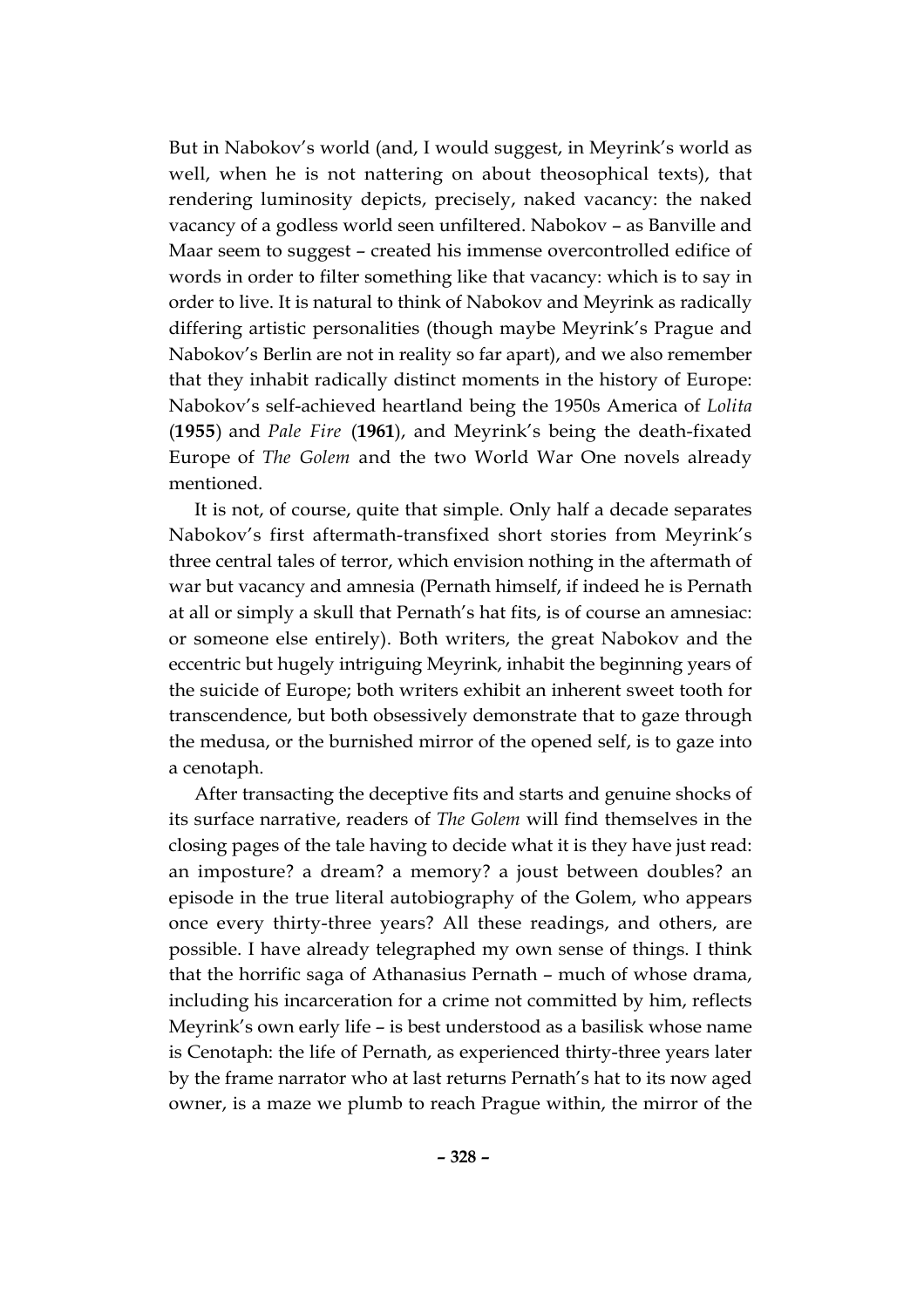But in Nabokov's world (and, I would suggest, in Meyrink's world as well, when he is not nattering on about theosophical texts), that rendering luminosity depicts, precisely, naked vacancy: the naked vacancy of a godless world seen unfiltered. Nabokov – as Banville and Maar seem to suggest – created his immense overcontrolled edifice of words in order to filter something like that vacancy: which is to say in order to live. It is natural to think of Nabokov and Meyrink as radically differing artistic personalities (though maybe Meyrink's Prague and Nabokov's Berlin are not in reality so far apart), and we also remember that they inhabit radically distinct moments in the history of Europe: Nabokov's self-achieved heartland being the 1950s America of *Lolita* (**1955**) and *Pale Fire* (**1961**), and Meyrink's being the death-fixated Europe of *The Golem* and the two World War One novels already mentioned.

It is not, of course, quite that simple. Only half a decade separates Nabokov's first aftermath-transfixed short stories from Meyrink's three central tales of terror, which envision nothing in the aftermath of war but vacancy and amnesia (Pernath himself, if indeed he is Pernath at all or simply a skull that Pernath's hat fits, is of course an amnesiac: or someone else entirely). Both writers, the great Nabokov and the eccentric but hugely intriguing Meyrink, inhabit the beginning years of the suicide of Europe; both writers exhibit an inherent sweet tooth for transcendence, but both obsessively demonstrate that to gaze through the medusa, or the burnished mirror of the opened self, is to gaze into a cenotaph.

After transacting the deceptive fits and starts and genuine shocks of its surface narrative, readers of *The Golem* will find themselves in the closing pages of the tale having to decide what it is they have just read: an imposture? a dream? a memory? a joust between doubles? an episode in the true literal autobiography of the Golem, who appears once every thirty-three years? All these readings, and others, are possible. I have already telegraphed my own sense of things. I think that the horrific saga of Athanasius Pernath – much of whose drama, including his incarceration for a crime not committed by him, reflects Meyrink's own early life – is best understood as a basilisk whose name is Cenotaph: the life of Pernath, as experienced thirty-three years later by the frame narrator who at last returns Pernath's hat to its now aged owner, is a maze we plumb to reach Prague within, the mirror of the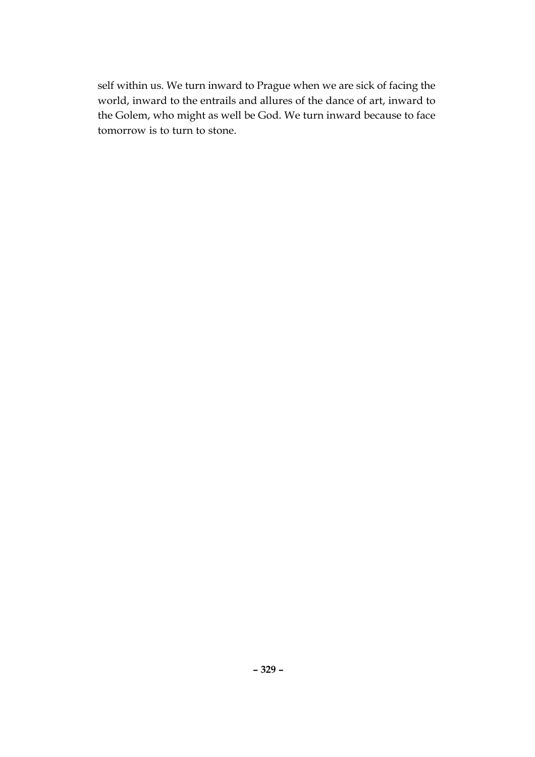self within us. We turn inward to Prague when we are sick of facing the world, inward to the entrails and allures of the dance of art, inward to the Golem, who might as well be God. We turn inward because to face tomorrow is to turn to stone.